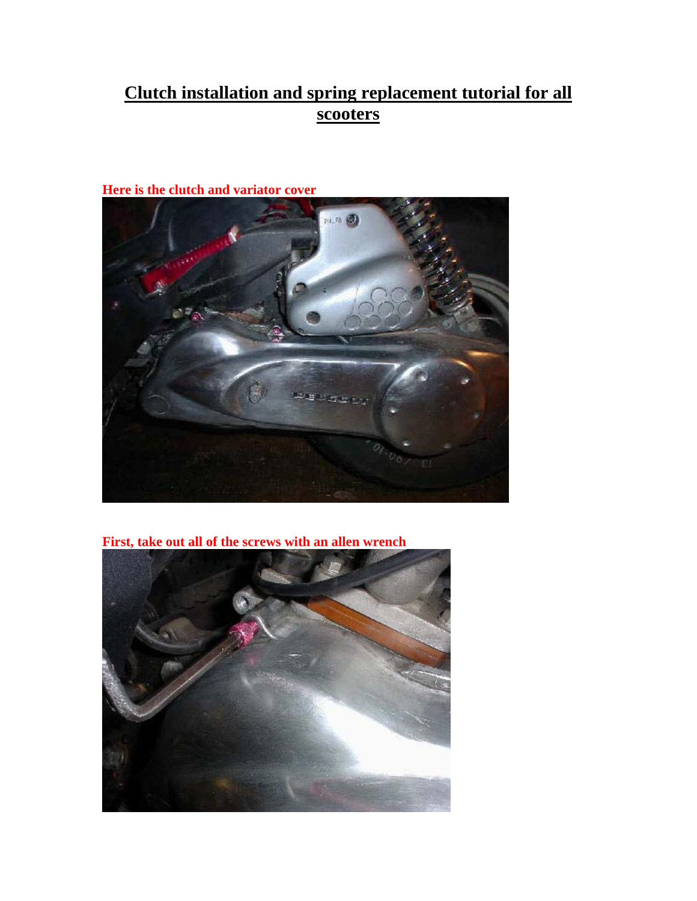# Clutch installation and spring replacement tutorial for all scooters

**Here is the clutch and variator cover**

**First, take out all of the screws with an allen wrench**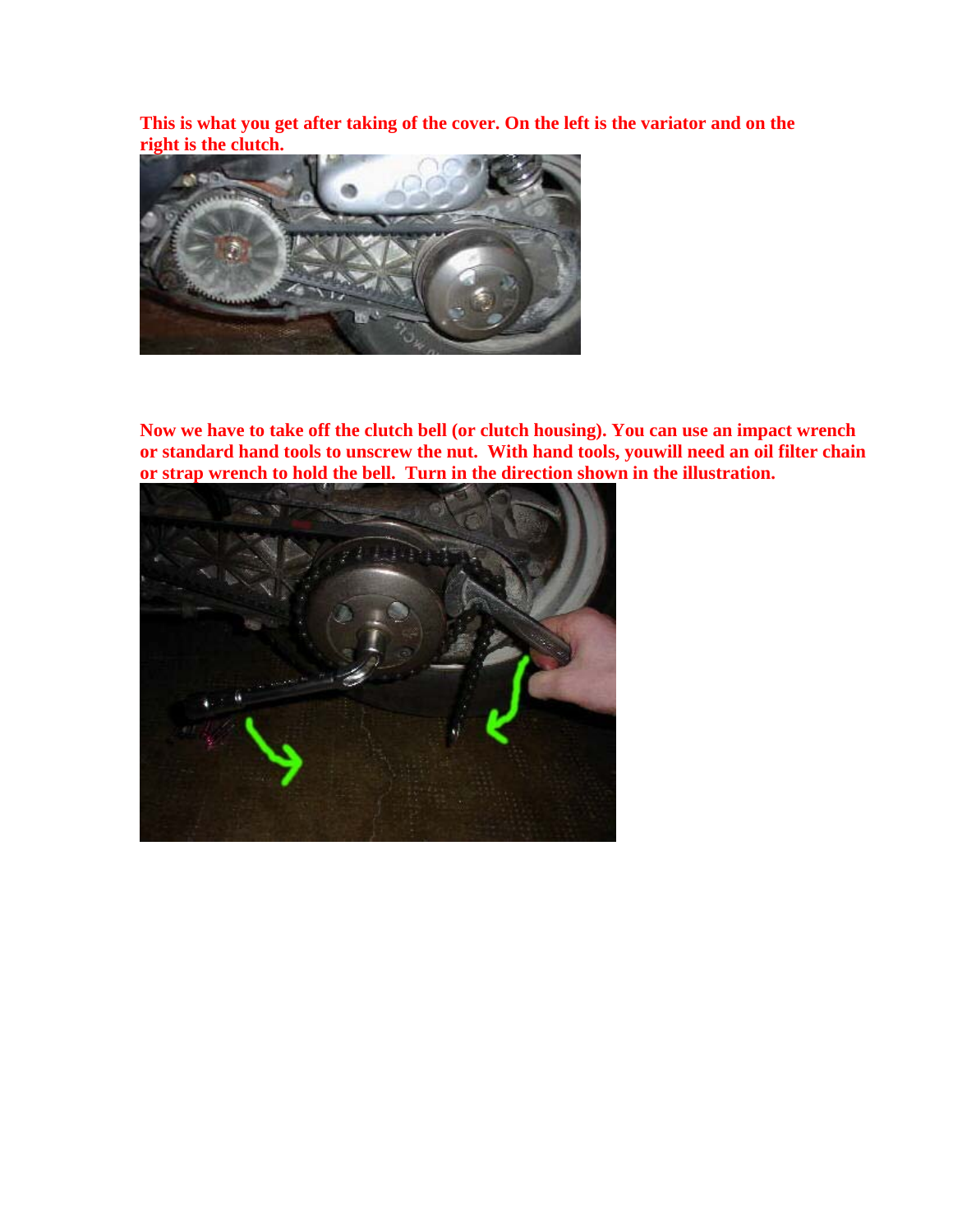**This is what you get after taking of the cover. On the left is the variator and on the right is the clutch.**

**Now we have to take off the clutch bell (or clutch housing). You can use an impact wrench or standard hand tools to unscrew the nut. With hand tools, youwill need an oil filter chain or strap wrench to hold the bell. Turn in the direction shown in the illustration.**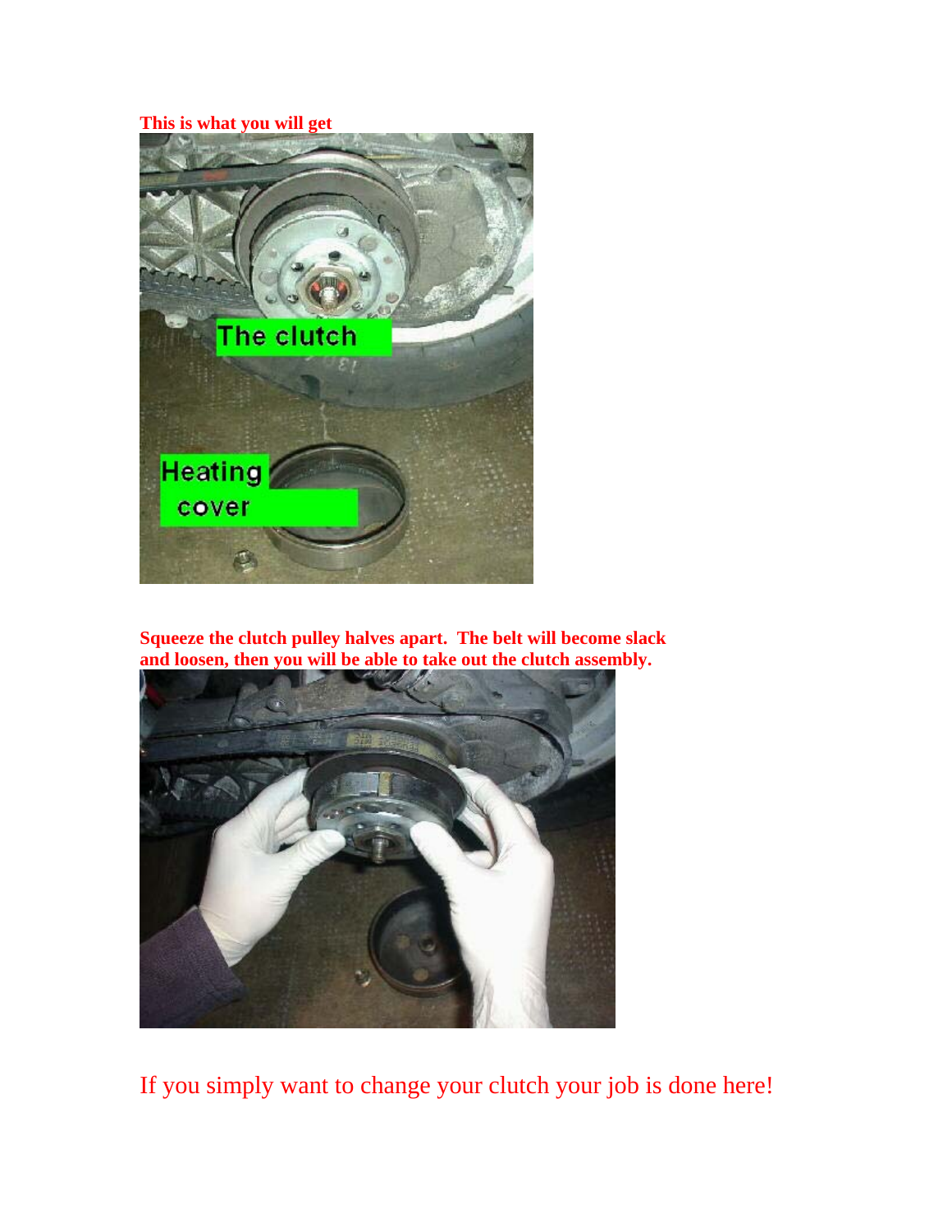**This is what you will get**

**Squeeze the clutch pulley halves apart. The belt will become slack and loosen, then you will be able to take out the clutch assembly.**

If you simply want to change your clutch your job is done here!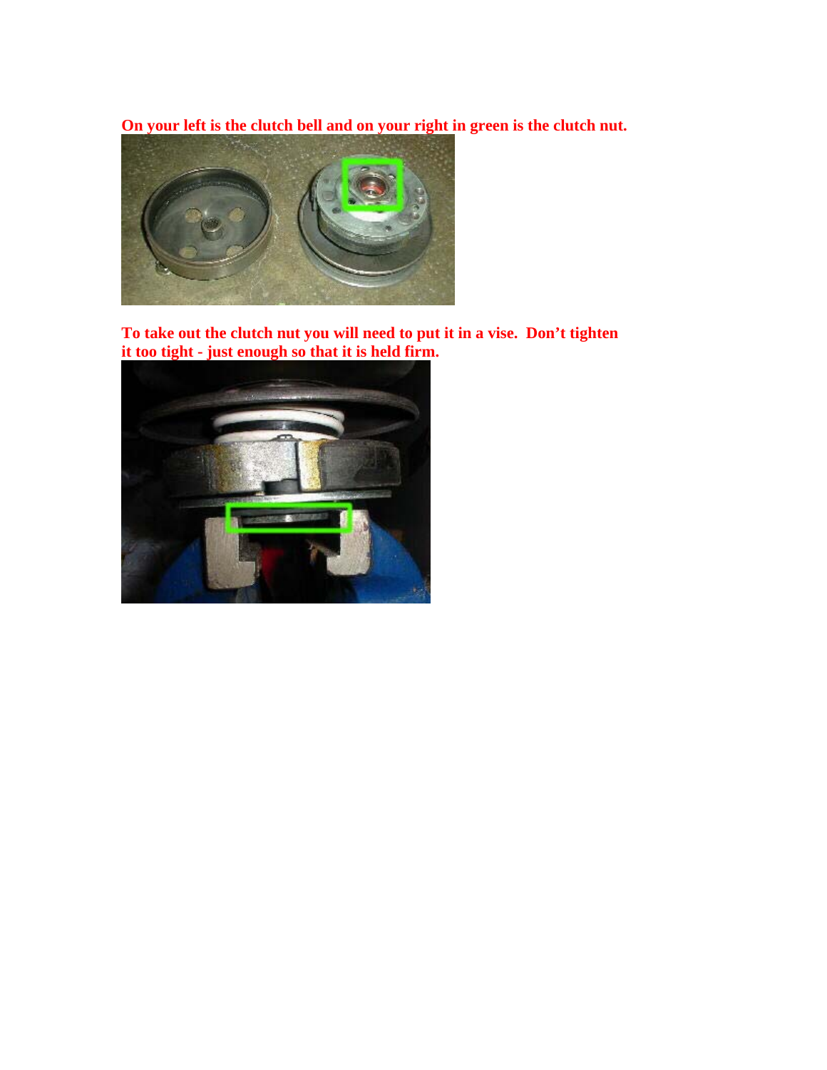**On your left is the clutch bell and on your right in green is the clutch nut.**

**To take out the clutch nut you will need to put it in a vise. Don't tighten it too tight - just enough so that it is held firm.**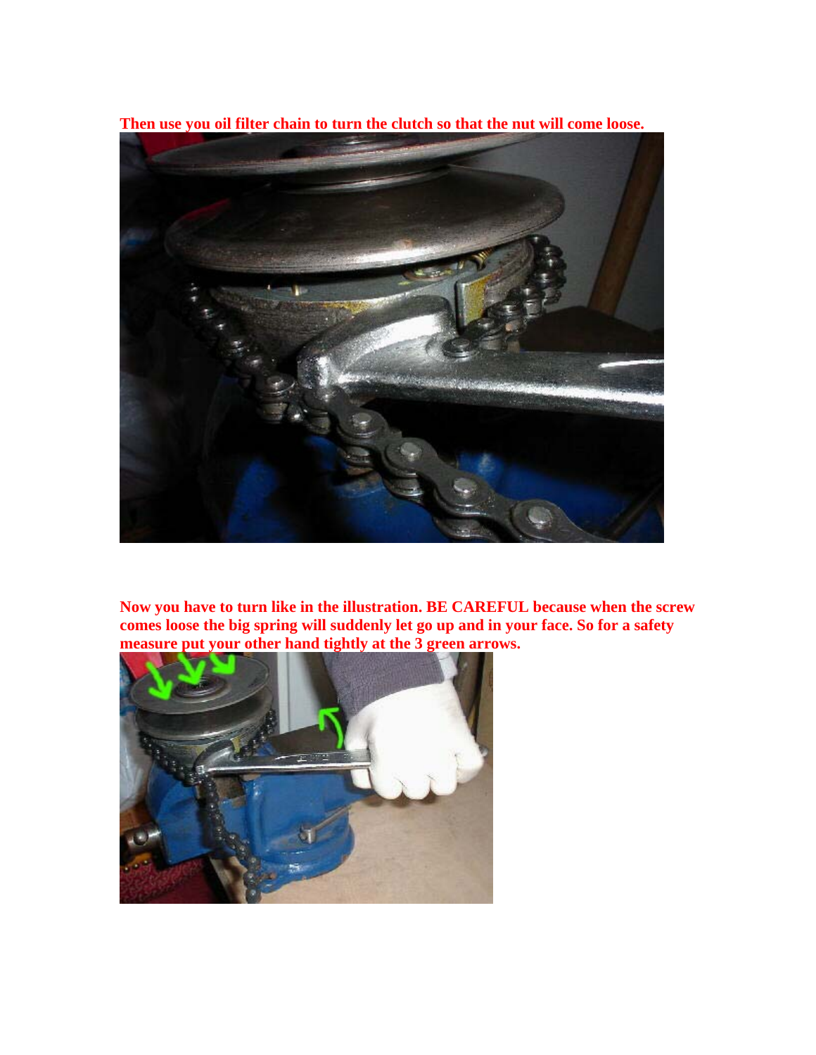**Then use you oil filter chain to turn the clutch so that the nut will come loose.**

**Now you have to turn like in the illustration. BE CAREFUL because when the screw comes loose the big spring will suddenly let go up and in your face. So for a safety measure put your other hand tightly at the 3 green arrows.**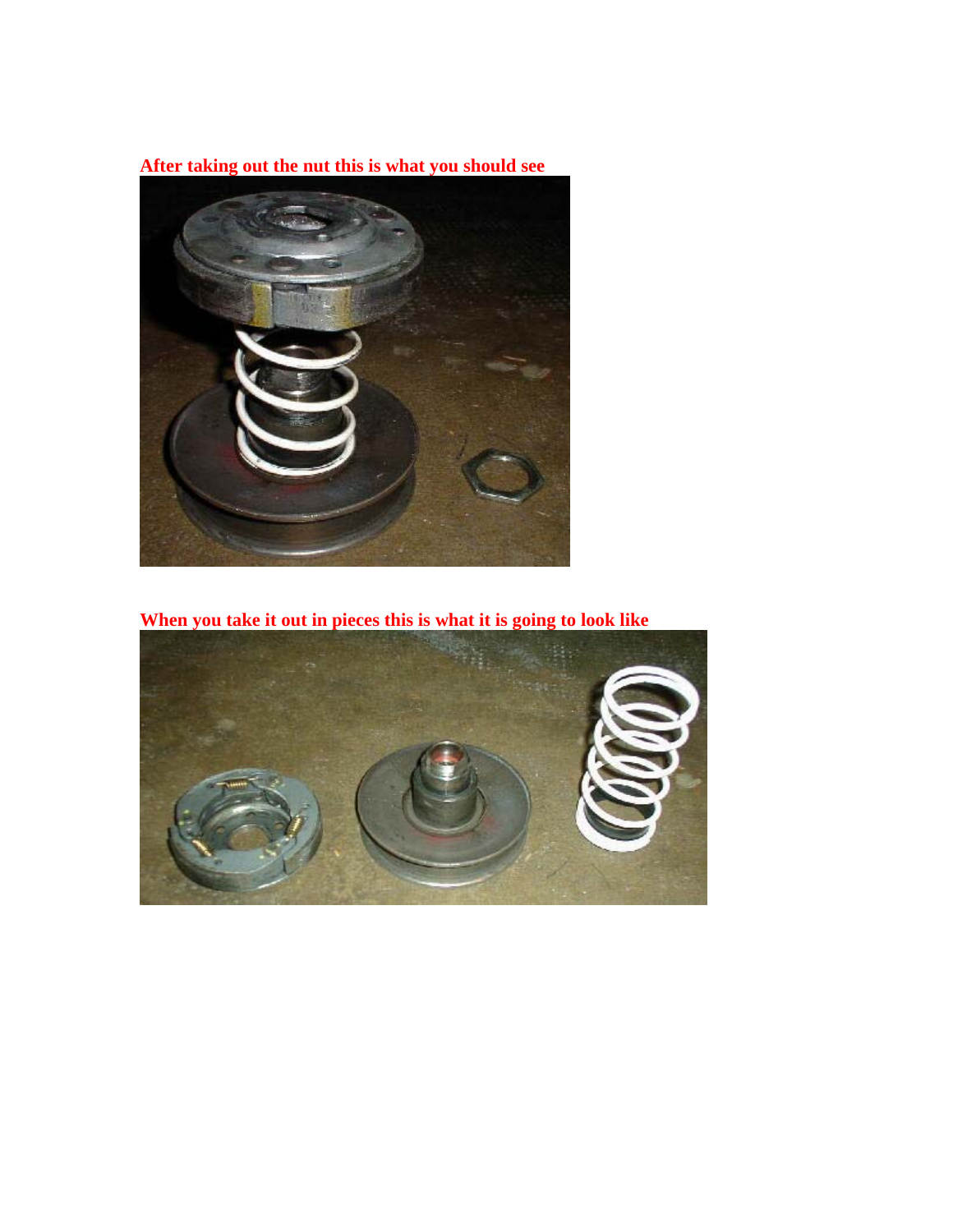**After taking out the nut this is what you should see**

**When you take it out in pieces this is what it is going to look like**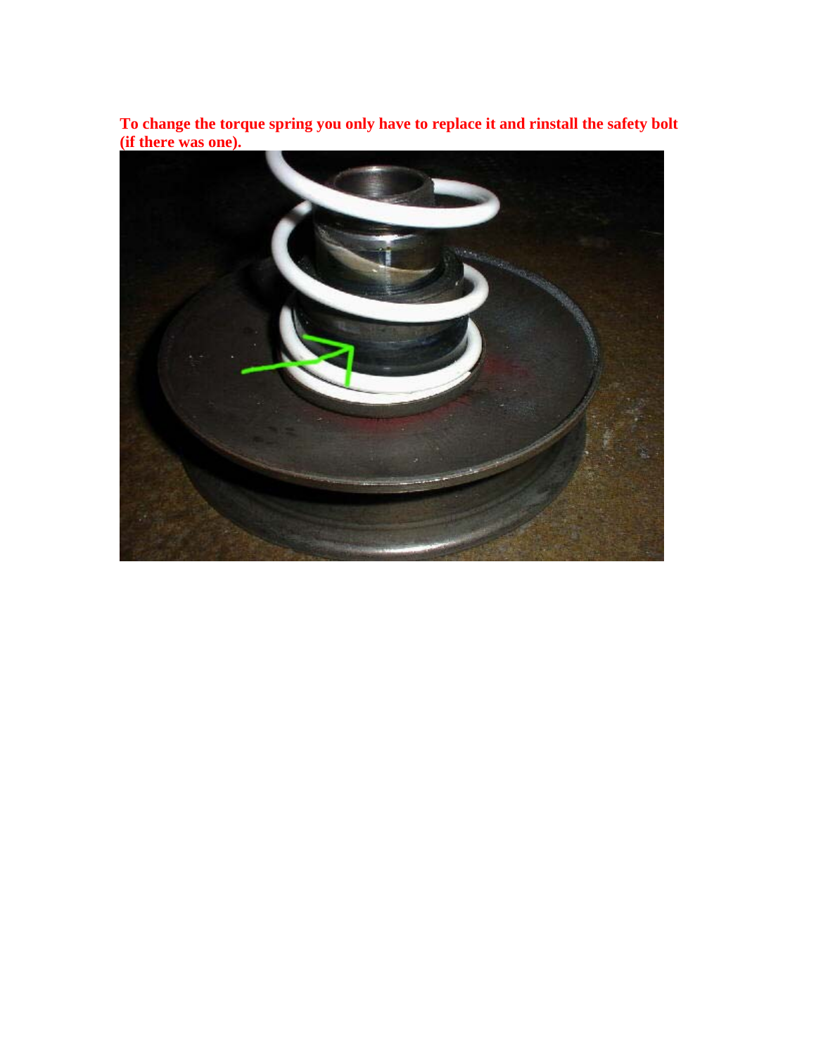**To change the torque spring you only have to replace it and rinstall the safety bolt (if there was one).**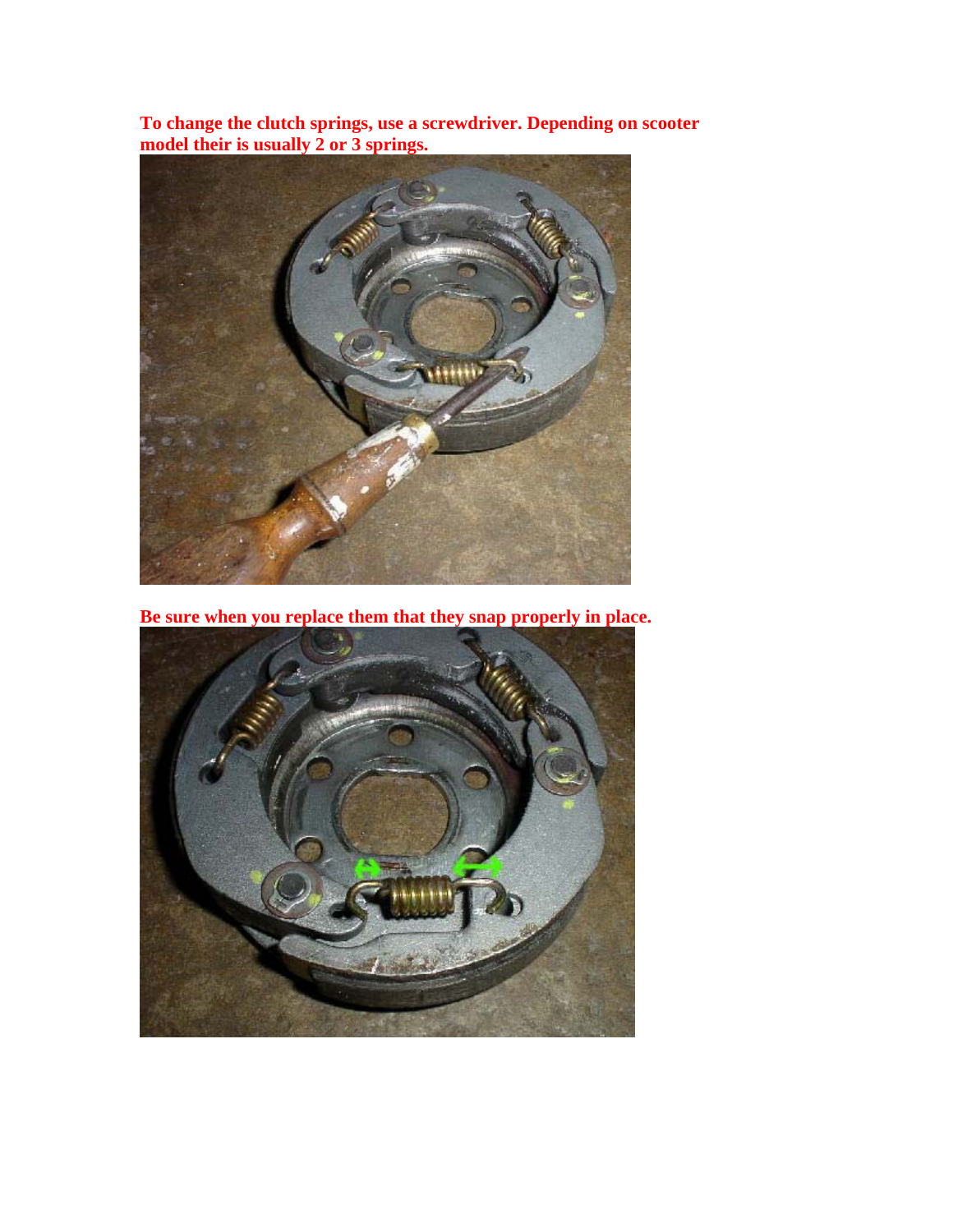**To change the clutch springs, use a screwdriver. Depending on scooter model their is usually 2 or 3 springs.**

**Be sure when you replace them that they snap properly in place.**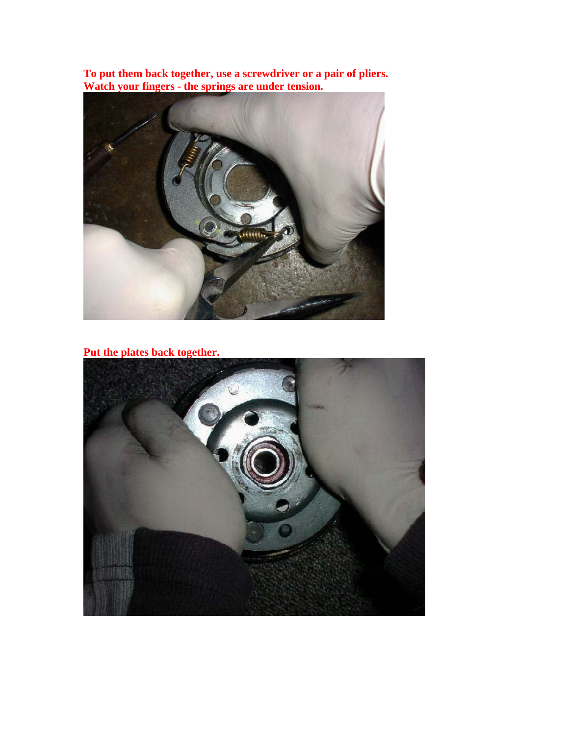**To put them back together, use a screwdriver or a pair of pliers. Watch your fingers - the springs are under tension.**

**Put the plates back together.**